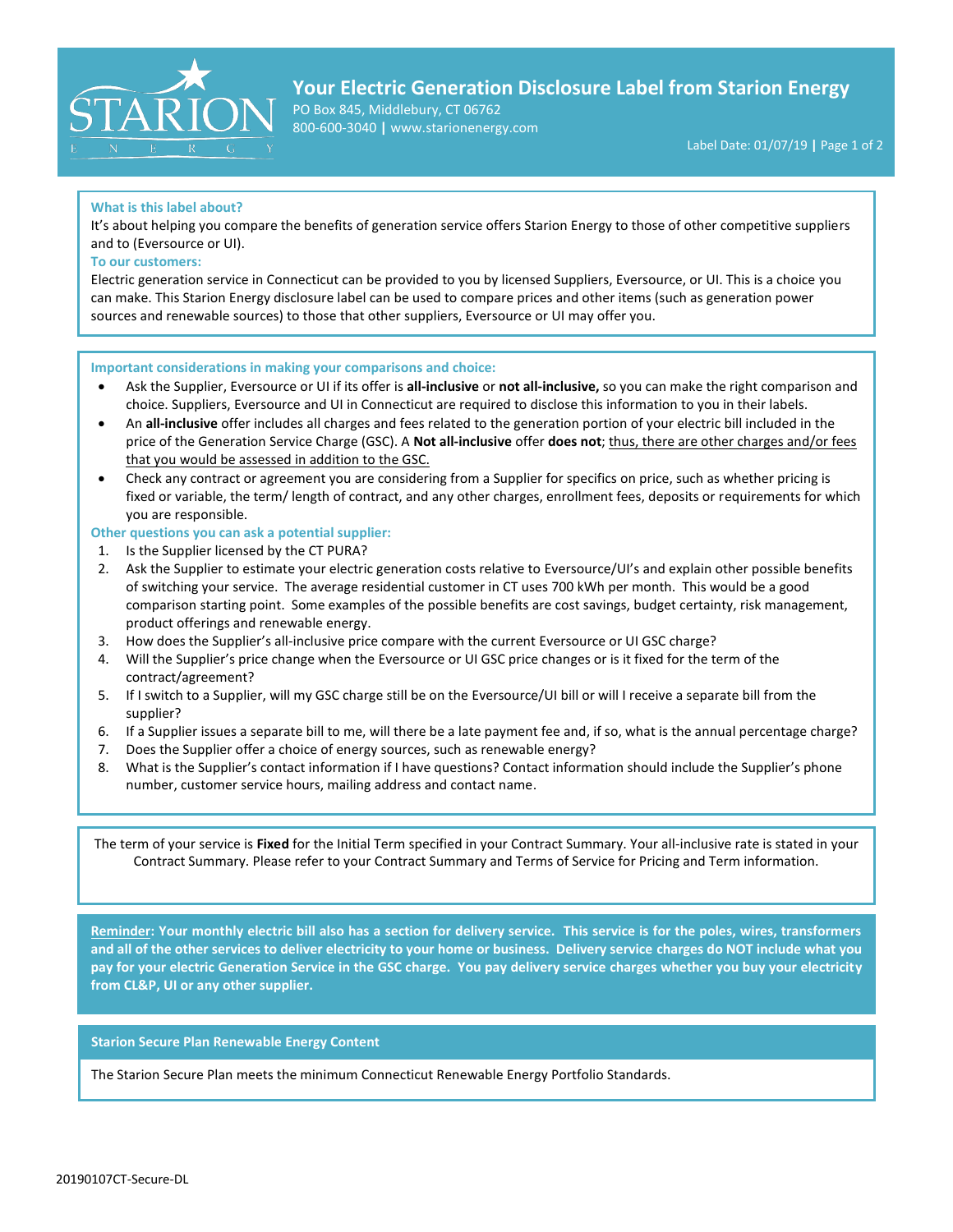# Your Electric Generation Disclosure Label from Starion Energy

PO Box 845, Middlebury, CT 06762
800-600-3040 | www.starionenergy.com

Label Date: 01/07/19

**What is this label about?**

It's about helping you compare the benefits of generation service offers Starion Energy to those of other competitive suppliers and to (Eversource or UI).

**To our customers:**

Electric generation service in Connecticut can be provided to you by licensed Suppliers, Eversource, or UI. This is a choice you can make. This Starion Energy disclosure label can be used to compare prices and other items (such as generation power sources and renewable sources) to those that other suppliers, Eversource or UI may offer you.

**Important considerations in making your comparisons and choice:**

- Ask the Supplier, Eversource or UI if its offer is **all-inclusive** or **not all-inclusive,** so you can make the right comparison and choice. Suppliers, Eversource and UI in Connecticut are required to disclose this information to you in their labels.
- An **all-inclusive** offer includes all charges and fees related to the generation portion of your electric bill included in the price of the Generation Service Charge (GSC). A **Not all-inclusive** offer **does not**; thus, there are other charges and/or fees that you would be assessed in addition to the GSC.
- Check any contract or agreement you are considering from a Supplier for specifics on price, such as whether pricing is fixed or variable, the term/ length of contract, and any other charges, enrollment fees, deposits or requirements for which you are responsible.

**Other questions you can ask a potential supplier:**

1. Is the Supplier licensed by the CT PURA?
2. Ask the Supplier to estimate your electric generation costs relative to Eversource/UI's and explain other possible benefits of switching your service. The average residential customer in CT uses 700 kWh per month. This would be a good comparison starting point. Some examples of the possible benefits are cost savings, budget certainty, risk management, product offerings and renewable energy.
3. How does the Supplier's all-inclusive price compare with the current Eversource or UI GSC charge?
4. Will the Supplier's price change when the Eversource or UI GSC price changes or is it fixed for the term of the contract/agreement?
5. If I switch to a Supplier, will my GSC charge still be on the Eversource/UI bill or will I receive a separate bill from the supplier?
6. If a Supplier issues a separate bill to me, will there be a late payment fee and, if so, what is the annual percentage charge?
7. Does the Supplier offer a choice of energy sources, such as renewable energy?
8. What is the Supplier's contact information if I have questions? Contact information should include the Supplier's phone number, customer service hours, mailing address and contact name.

The term of your service is **Fixed** for the Initial Term specified in your Contract Summary. Your all-inclusive rate is stated in your Contract Summary. Please refer to your Contract Summary and Terms of Service for Pricing and Term information.

**Reminder: Your monthly electric bill also has a section for delivery service. This service is for the poles, wires, transformers and all of the other services to deliver electricity to your home or business. Delivery service charges do NOT include what you pay for your electric Generation Service in the GSC charge. You pay delivery service charges whether you buy your electricity from CL&P, UI or any other supplier.**

**Starion Secure Plan Renewable Energy Content**

The Starion Secure Plan meets the minimum Connecticut Renewable Energy Portfolio Standards.

20190107CT-Secure-DL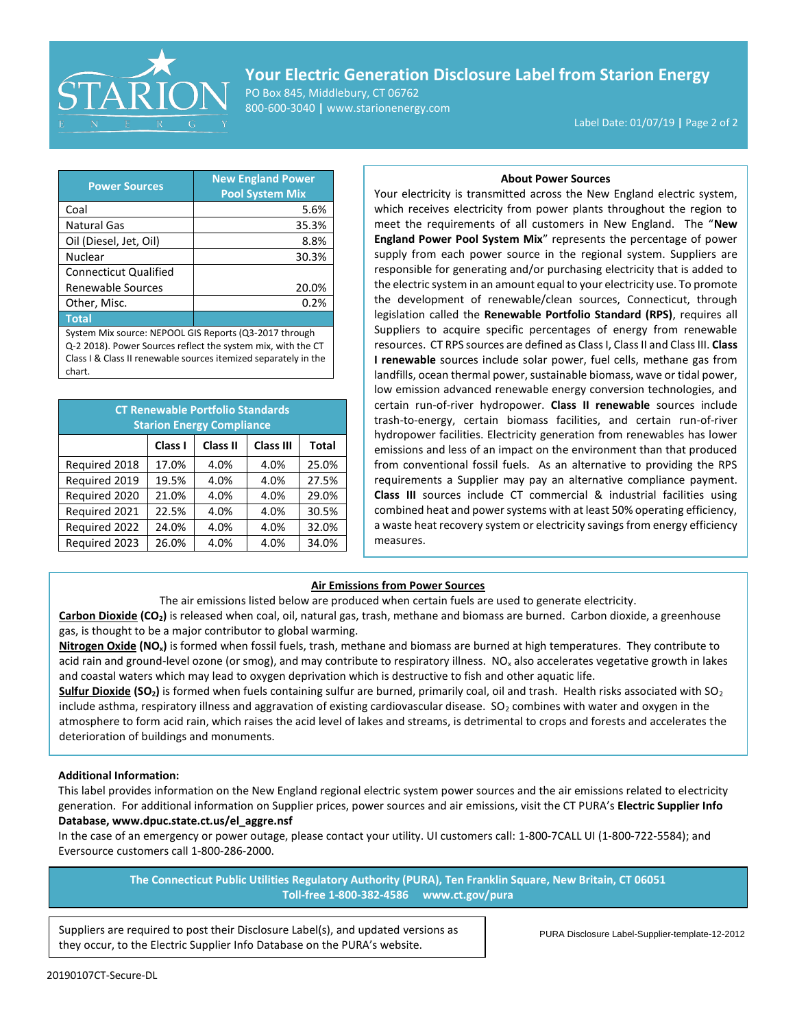# Your Electric Generation Disclosure Label from Starion Energy

PO Box 845, Middlebury, CT 06762
800-600-3040 | www.starionenergy.com

Label Date: 01/07/19

| Power Sources | New England Power Pool System Mix |
|---|---|
| Coal | 5.6% |
| Natural Gas | 35.3% |
| Oil (Diesel, Jet, Oil) | 8.8% |
| Nuclear | 30.3% |
| Connecticut Qualified Renewable Sources | 20.0% |
| Other, Misc. | 0.2% |
| **Total** | |

System Mix source: NEPOOL GIS Reports (Q3-2017 through Q-2 2018). Power Sources reflect the system mix, with the CT Class I & Class II renewable sources itemized separately in the chart.

**CT Renewable Portfolio Standards Starion Energy Compliance**

| | Class I | Class II | Class III | Total |
|---|---|---|---|---|
| Required 2018 | 17.0% | 4.0% | 4.0% | 25.0% |
| Required 2019 | 19.5% | 4.0% | 4.0% | 27.5% |
| Required 2020 | 21.0% | 4.0% | 4.0% | 29.0% |
| Required 2021 | 22.5% | 4.0% | 4.0% | 30.5% |
| Required 2022 | 24.0% | 4.0% | 4.0% | 32.0% |
| Required 2023 | 26.0% | 4.0% | 4.0% | 34.0% |

## About Power Sources

Your electricity is transmitted across the New England electric system, which receives electricity from power plants throughout the region to meet the requirements of all customers in New England. The "**New England Power Pool System Mix**" represents the percentage of power supply from each power source in the regional system. Suppliers are responsible for generating and/or purchasing electricity that is added to the electric system in an amount equal to your electricity use. To promote the development of renewable/clean sources, Connecticut, through legislation called the **Renewable Portfolio Standard (RPS)**, requires all Suppliers to acquire specific percentages of energy from renewable resources. CT RPS sources are defined as Class I, Class II and Class III. **Class I renewable** sources include solar power, fuel cells, methane gas from landfills, ocean thermal power, sustainable biomass, wave or tidal power, low emission advanced renewable energy conversion technologies, and certain run-of-river hydropower. **Class II renewable** sources include trash-to-energy, certain biomass facilities, and certain run-of-river hydropower facilities. Electricity generation from renewables has lower emissions and less of an impact on the environment than that produced from conventional fossil fuels. As an alternative to providing the RPS requirements a Supplier may pay an alternative compliance payment. **Class III** sources include CT commercial & industrial facilities using combined heat and power systems with at least 50% operating efficiency, a waste heat recovery system or electricity savings from energy efficiency measures.

## Air Emissions from Power Sources

The air emissions listed below are produced when certain fuels are used to generate electricity.

**Carbon Dioxide ($CO_2$)** is released when coal, oil, natural gas, trash, methane and biomass are burned. Carbon dioxide, a greenhouse gas, is thought to be a major contributor to global warming.

**Nitrogen Oxide ($NO_x$)** is formed when fossil fuels, trash, methane and biomass are burned at high temperatures. They contribute to acid rain and ground-level ozone (or smog), and may contribute to respiratory illness. $NO_x$ also accelerates vegetative growth in lakes and coastal waters which may lead to oxygen deprivation which is destructive to fish and other aquatic life.

**Sulfur Dioxide ($SO_2$)** is formed when fuels containing sulfur are burned, primarily coal, oil and trash. Health risks associated with $SO_2$ include asthma, respiratory illness and aggravation of existing cardiovascular disease. $SO_2$ combines with water and oxygen in the atmosphere to form acid rain, which raises the acid level of lakes and streams, is detrimental to crops and forests and accelerates the deterioration of buildings and monuments.

**Additional Information:**

This label provides information on the New England regional electric system power sources and the air emissions related to electricity generation. For additional information on Supplier prices, power sources and air emissions, visit the CT PURA's **Electric Supplier Info Database, www.dpuc.state.ct.us/el_aggre.nsf**

In the case of an emergency or power outage, please contact your utility. UI customers call: 1-800-7CALL UI (1-800-722-5584); and Eversource customers call 1-800-286-2000.

**The Connecticut Public Utilities Regulatory Authority (PURA), Ten Franklin Square, New Britain, CT 06051**
**Toll-free 1-800-382-4586 www.ct.gov/pura**

Suppliers are required to post their Disclosure Label(s), and updated versions as they occur, to the Electric Supplier Info Database on the PURA's website.

PURA Disclosure Label-Supplier-template-12-2012

20190107CT-Secure-DL